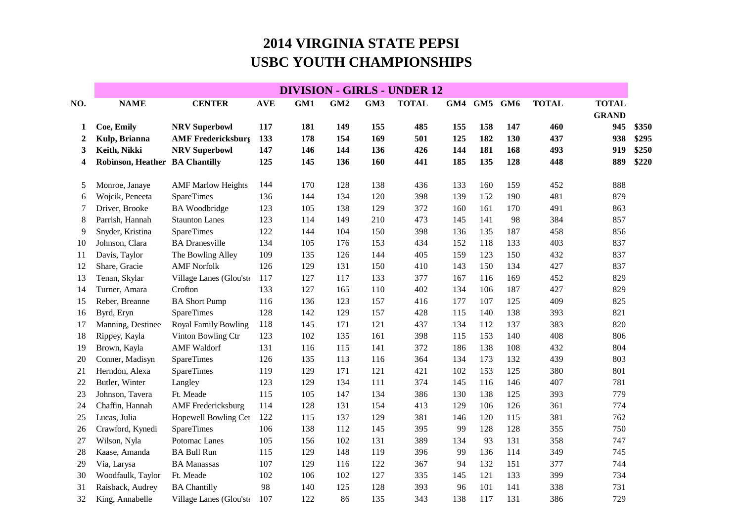# 2014 VIRGINIA STATE PEPSI
# USBC YOUTH CHAMPIONSHIPS

## DIVISION - GIRLS - UNDER 12

| NO. | NAME | CENTER | AVE | GM1 | GM2 | GM3 | TOTAL | GM4 | GM5 | GM6 | TOTAL | TOTAL GRAND | |
|---|---|---|---|---|---|---|---|---|---|---|---|---|---|
| **1** | **Coe, Emily** | **NRV Superbowl** | **117** | **181** | **149** | **155** | **485** | **155** | **158** | **147** | **460** | **945** | **$350** |
| **2** | **Kulp, Brianna** | **AMF Fredericksburg** | **133** | **178** | **154** | **169** | **501** | **125** | **182** | **130** | **437** | **938** | **$295** |
| **3** | **Keith, Nikki** | **NRV Superbowl** | **147** | **146** | **144** | **136** | **426** | **144** | **181** | **168** | **493** | **919** | **$250** |
| **4** | **Robinson, Heather** | **BA Chantilly** | **125** | **145** | **136** | **160** | **441** | **185** | **135** | **128** | **448** | **889** | **$220** |
| 5 | Monroe, Janaye | AMF Marlow Heights | 144 | 170 | 128 | 138 | 436 | 133 | 160 | 159 | 452 | 888 | |
| 6 | Wojcik, Peneeta | SpareTimes | 136 | 144 | 134 | 120 | 398 | 139 | 152 | 190 | 481 | 879 | |
| 7 | Driver, Brooke | BA Woodbridge | 123 | 105 | 138 | 129 | 372 | 160 | 161 | 170 | 491 | 863 | |
| 8 | Parrish, Hannah | Staunton Lanes | 123 | 114 | 149 | 210 | 473 | 145 | 141 | 98 | 384 | 857 | |
| 9 | Snyder, Kristina | SpareTimes | 122 | 144 | 104 | 150 | 398 | 136 | 135 | 187 | 458 | 856 | |
| 10 | Johnson, Clara | BA Dranesville | 134 | 105 | 176 | 153 | 434 | 152 | 118 | 133 | 403 | 837 | |
| 11 | Davis, Taylor | The Bowling Alley | 109 | 135 | 126 | 144 | 405 | 159 | 123 | 150 | 432 | 837 | |
| 12 | Share, Gracie | AMF Norfolk | 126 | 129 | 131 | 150 | 410 | 143 | 150 | 134 | 427 | 837 | |
| 13 | Tenan, Skylar | Village Lanes (Glou'ste | 117 | 127 | 117 | 133 | 377 | 167 | 116 | 169 | 452 | 829 | |
| 14 | Turner, Amara | Crofton | 133 | 127 | 165 | 110 | 402 | 134 | 106 | 187 | 427 | 829 | |
| 15 | Reber, Breanne | BA Short Pump | 116 | 136 | 123 | 157 | 416 | 177 | 107 | 125 | 409 | 825 | |
| 16 | Byrd, Eryn | SpareTimes | 128 | 142 | 129 | 157 | 428 | 115 | 140 | 138 | 393 | 821 | |
| 17 | Manning, Destinee | Royal Family Bowling | 118 | 145 | 171 | 121 | 437 | 134 | 112 | 137 | 383 | 820 | |
| 18 | Rippey, Kayla | Vinton Bowling Ctr | 123 | 102 | 135 | 161 | 398 | 115 | 153 | 140 | 408 | 806 | |
| 19 | Brown, Kayla | AMF Waldorf | 131 | 116 | 115 | 141 | 372 | 186 | 138 | 108 | 432 | 804 | |
| 20 | Conner, Madisyn | SpareTimes | 126 | 135 | 113 | 116 | 364 | 134 | 173 | 132 | 439 | 803 | |
| 21 | Herndon, Alexa | SpareTimes | 119 | 129 | 171 | 121 | 421 | 102 | 153 | 125 | 380 | 801 | |
| 22 | Butler, Winter | Langley | 123 | 129 | 134 | 111 | 374 | 145 | 116 | 146 | 407 | 781 | |
| 23 | Johnson, Tavera | Ft. Meade | 115 | 105 | 147 | 134 | 386 | 130 | 138 | 125 | 393 | 779 | |
| 24 | Chaffin, Hannah | AMF Fredericksburg | 114 | 128 | 131 | 154 | 413 | 129 | 106 | 126 | 361 | 774 | |
| 25 | Lucas, Julia | Hopewell Bowling Cer | 122 | 115 | 137 | 129 | 381 | 146 | 120 | 115 | 381 | 762 | |
| 26 | Crawford, Kynedi | SpareTimes | 106 | 138 | 112 | 145 | 395 | 99 | 128 | 128 | 355 | 750 | |
| 27 | Wilson, Nyla | Potomac Lanes | 105 | 156 | 102 | 131 | 389 | 134 | 93 | 131 | 358 | 747 | |
| 28 | Kaase, Amanda | BA Bull Run | 115 | 129 | 148 | 119 | 396 | 99 | 136 | 114 | 349 | 745 | |
| 29 | Via, Larysa | BA Manassas | 107 | 129 | 116 | 122 | 367 | 94 | 132 | 151 | 377 | 744 | |
| 30 | Woodfaulk, Taylor | Ft. Meade | 102 | 106 | 102 | 127 | 335 | 145 | 121 | 133 | 399 | 734 | |
| 31 | Raisback, Audrey | BA Chantilly | 98 | 140 | 125 | 128 | 393 | 96 | 101 | 141 | 338 | 731 | |
| 32 | King, Annabelle | Village Lanes (Glou'ste | 107 | 122 | 86 | 135 | 343 | 138 | 117 | 131 | 386 | 729 | |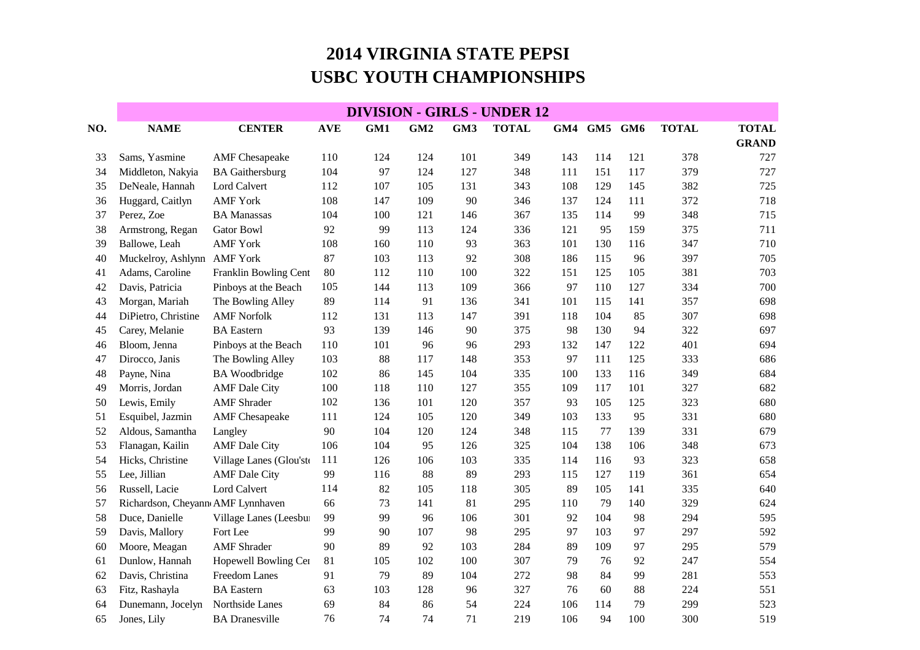# 2014 VIRGINIA STATE PEPSI
# USBC YOUTH CHAMPIONSHIPS

| DIVISION - GIRLS - UNDER 12 | | | | | | | | | | | | | |
|---|---|---|---|---|---|---|---|---|---|---|---|---|---|
| NO. | NAME | CENTER | AVE | GM1 | GM2 | GM3 | TOTAL | GM4 | GM5 | GM6 | TOTAL | TOTAL GRAND |
| 33 | Sams, Yasmine | AMF Chesapeake | 110 | 124 | 124 | 101 | 349 | 143 | 114 | 121 | 378 | 727 |
| 34 | Middleton, Nakyia | BA Gaithersburg | 104 | 97 | 124 | 127 | 348 | 111 | 151 | 117 | 379 | 727 |
| 35 | DeNeale, Hannah | Lord Calvert | 112 | 107 | 105 | 131 | 343 | 108 | 129 | 145 | 382 | 725 |
| 36 | Huggard, Caitlyn | AMF York | 108 | 147 | 109 | 90 | 346 | 137 | 124 | 111 | 372 | 718 |
| 37 | Perez, Zoe | BA Manassas | 104 | 100 | 121 | 146 | 367 | 135 | 114 | 99 | 348 | 715 |
| 38 | Armstrong, Regan | Gator Bowl | 92 | 99 | 113 | 124 | 336 | 121 | 95 | 159 | 375 | 711 |
| 39 | Ballowe, Leah | AMF York | 108 | 160 | 110 | 93 | 363 | 101 | 130 | 116 | 347 | 710 |
| 40 | Muckelroy, Ashlynn | AMF York | 87 | 103 | 113 | 92 | 308 | 186 | 115 | 96 | 397 | 705 |
| 41 | Adams, Caroline | Franklin Bowling Cent | 80 | 112 | 110 | 100 | 322 | 151 | 125 | 105 | 381 | 703 |
| 42 | Davis, Patricia | Pinboys at the Beach | 105 | 144 | 113 | 109 | 366 | 97 | 110 | 127 | 334 | 700 |
| 43 | Morgan, Mariah | The Bowling Alley | 89 | 114 | 91 | 136 | 341 | 101 | 115 | 141 | 357 | 698 |
| 44 | DiPietro, Christine | AMF Norfolk | 112 | 131 | 113 | 147 | 391 | 118 | 104 | 85 | 307 | 698 |
| 45 | Carey, Melanie | BA Eastern | 93 | 139 | 146 | 90 | 375 | 98 | 130 | 94 | 322 | 697 |
| 46 | Bloom, Jenna | Pinboys at the Beach | 110 | 101 | 96 | 96 | 293 | 132 | 147 | 122 | 401 | 694 |
| 47 | Dirocco, Janis | The Bowling Alley | 103 | 88 | 117 | 148 | 353 | 97 | 111 | 125 | 333 | 686 |
| 48 | Payne, Nina | BA Woodbridge | 102 | 86 | 145 | 104 | 335 | 100 | 133 | 116 | 349 | 684 |
| 49 | Morris, Jordan | AMF Dale City | 100 | 118 | 110 | 127 | 355 | 109 | 117 | 101 | 327 | 682 |
| 50 | Lewis, Emily | AMF Shrader | 102 | 136 | 101 | 120 | 357 | 93 | 105 | 125 | 323 | 680 |
| 51 | Esquibel, Jazmin | AMF Chesapeake | 111 | 124 | 105 | 120 | 349 | 103 | 133 | 95 | 331 | 680 |
| 52 | Aldous, Samantha | Langley | 90 | 104 | 120 | 124 | 348 | 115 | 77 | 139 | 331 | 679 |
| 53 | Flanagan, Kailin | AMF Dale City | 106 | 104 | 95 | 126 | 325 | 104 | 138 | 106 | 348 | 673 |
| 54 | Hicks, Christine | Village Lanes (Glou'ste | 111 | 126 | 106 | 103 | 335 | 114 | 116 | 93 | 323 | 658 |
| 55 | Lee, Jillian | AMF Dale City | 99 | 116 | 88 | 89 | 293 | 115 | 127 | 119 | 361 | 654 |
| 56 | Russell, Lacie | Lord Calvert | 114 | 82 | 105 | 118 | 305 | 89 | 105 | 141 | 335 | 640 |
| 57 | Richardson, Cheyann | AMF Lynnhaven | 66 | 73 | 141 | 81 | 295 | 110 | 79 | 140 | 329 | 624 |
| 58 | Duce, Danielle | Village Lanes (Leesbu | 99 | 99 | 96 | 106 | 301 | 92 | 104 | 98 | 294 | 595 |
| 59 | Davis, Mallory | Fort Lee | 99 | 90 | 107 | 98 | 295 | 97 | 103 | 97 | 297 | 592 |
| 60 | Moore, Meagan | AMF Shrader | 90 | 89 | 92 | 103 | 284 | 89 | 109 | 97 | 295 | 579 |
| 61 | Dunlow, Hannah | Hopewell Bowling Cer | 81 | 105 | 102 | 100 | 307 | 79 | 76 | 92 | 247 | 554 |
| 62 | Davis, Christina | Freedom Lanes | 91 | 79 | 89 | 104 | 272 | 98 | 84 | 99 | 281 | 553 |
| 63 | Fitz, Rashayla | BA Eastern | 63 | 103 | 128 | 96 | 327 | 76 | 60 | 88 | 224 | 551 |
| 64 | Dunemann, Jocelyn | Northside Lanes | 69 | 84 | 86 | 54 | 224 | 106 | 114 | 79 | 299 | 523 |
| 65 | Jones, Lily | BA Dranesville | 76 | 74 | 74 | 71 | 219 | 106 | 94 | 100 | 300 | 519 |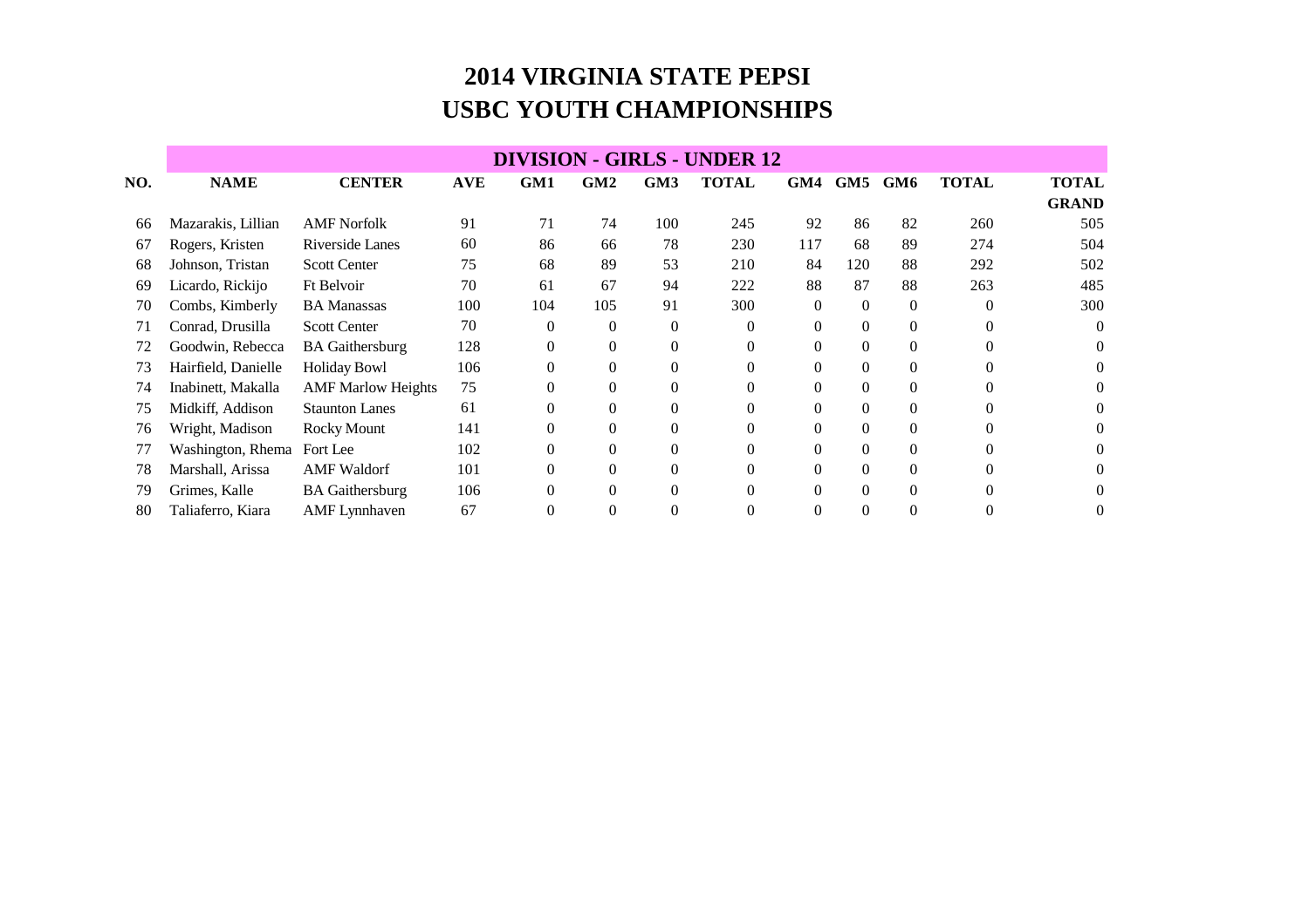# 2014 VIRGINIA STATE PEPSI
# USBC YOUTH CHAMPIONSHIPS

| | DIVISION - GIRLS - UNDER 12 | | | | | | | | | | | |
|---|---|---|---|---|---|---|---|---|---|---|---|---|
| NO. | NAME | CENTER | AVE | GM1 | GM2 | GM3 | TOTAL | GM4 | GM5 | GM6 | TOTAL | TOTAL GRAND |
| 66 | Mazarakis, Lillian | AMF Norfolk | 91 | 71 | 74 | 100 | 245 | 92 | 86 | 82 | 260 | 505 |
| 67 | Rogers, Kristen | Riverside Lanes | 60 | 86 | 66 | 78 | 230 | 117 | 68 | 89 | 274 | 504 |
| 68 | Johnson, Tristan | Scott Center | 75 | 68 | 89 | 53 | 210 | 84 | 120 | 88 | 292 | 502 |
| 69 | Licardo, Rickijo | Ft Belvoir | 70 | 61 | 67 | 94 | 222 | 88 | 87 | 88 | 263 | 485 |
| 70 | Combs, Kimberly | BA Manassas | 100 | 104 | 105 | 91 | 300 | 0 | 0 | 0 | 0 | 300 |
| 71 | Conrad, Drusilla | Scott Center | 70 | 0 | 0 | 0 | 0 | 0 | 0 | 0 | 0 | 0 |
| 72 | Goodwin, Rebecca | BA Gaithersburg | 128 | 0 | 0 | 0 | 0 | 0 | 0 | 0 | 0 | 0 |
| 73 | Hairfield, Danielle | Holiday Bowl | 106 | 0 | 0 | 0 | 0 | 0 | 0 | 0 | 0 | 0 |
| 74 | Inabinett, Makalla | AMF Marlow Heights | 75 | 0 | 0 | 0 | 0 | 0 | 0 | 0 | 0 | 0 |
| 75 | Midkiff, Addison | Staunton Lanes | 61 | 0 | 0 | 0 | 0 | 0 | 0 | 0 | 0 | 0 |
| 76 | Wright, Madison | Rocky Mount | 141 | 0 | 0 | 0 | 0 | 0 | 0 | 0 | 0 | 0 |
| 77 | Washington, Rhema | Fort Lee | 102 | 0 | 0 | 0 | 0 | 0 | 0 | 0 | 0 | 0 |
| 78 | Marshall, Arissa | AMF Waldorf | 101 | 0 | 0 | 0 | 0 | 0 | 0 | 0 | 0 | 0 |
| 79 | Grimes, Kalle | BA Gaithersburg | 106 | 0 | 0 | 0 | 0 | 0 | 0 | 0 | 0 | 0 |
| 80 | Taliaferro, Kiara | AMF Lynnhaven | 67 | 0 | 0 | 0 | 0 | 0 | 0 | 0 | 0 | 0 |